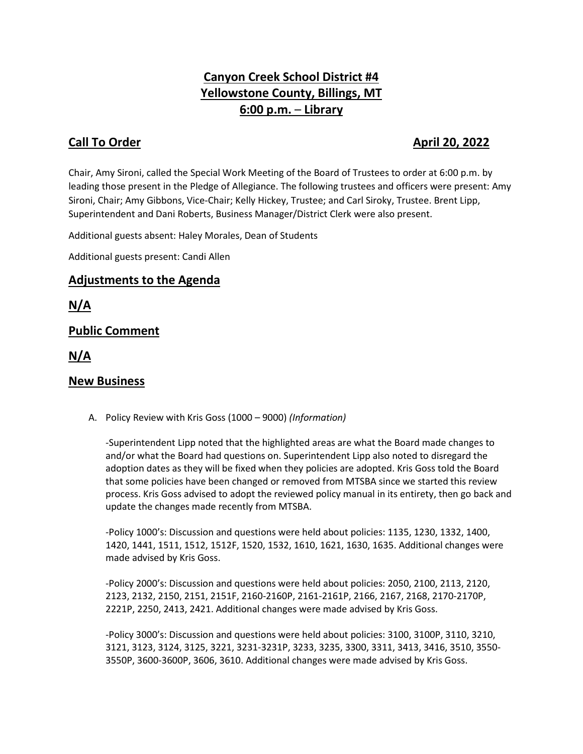# Canyon Creek School District #4
# Yellowstone County, Billings, MT
# 6:00 p.m. – Library

## Call To Order — April 20, 2022

Chair, Amy Sironi, called the Special Work Meeting of the Board of Trustees to order at 6:00 p.m. by leading those present in the Pledge of Allegiance. The following trustees and officers were present: Amy Sironi, Chair; Amy Gibbons, Vice-Chair; Kelly Hickey, Trustee; and Carl Siroky, Trustee. Brent Lipp, Superintendent and Dani Roberts, Business Manager/District Clerk were also present.

Additional guests absent: Haley Morales, Dean of Students

Additional guests present: Candi Allen

## Adjustments to the Agenda

## N/A

## Public Comment

## N/A

## New Business

A. Policy Review with Kris Goss (1000 – 9000) *(Information)*

-Superintendent Lipp noted that the highlighted areas are what the Board made changes to and/or what the Board had questions on. Superintendent Lipp also noted to disregard the adoption dates as they will be fixed when they policies are adopted. Kris Goss told the Board that some policies have been changed or removed from MTSBA since we started this review process. Kris Goss advised to adopt the reviewed policy manual in its entirety, then go back and update the changes made recently from MTSBA.

-Policy 1000's: Discussion and questions were held about policies: 1135, 1230, 1332, 1400, 1420, 1441, 1511, 1512, 1512F, 1520, 1532, 1610, 1621, 1630, 1635. Additional changes were made advised by Kris Goss.

-Policy 2000's: Discussion and questions were held about policies: 2050, 2100, 2113, 2120, 2123, 2132, 2150, 2151, 2151F, 2160-2160P, 2161-2161P, 2166, 2167, 2168, 2170-2170P, 2221P, 2250, 2413, 2421. Additional changes were made advised by Kris Goss.

-Policy 3000's: Discussion and questions were held about policies: 3100, 3100P, 3110, 3210, 3121, 3123, 3124, 3125, 3221, 3231-3231P, 3233, 3235, 3300, 3311, 3413, 3416, 3510, 3550-3550P, 3600-3600P, 3606, 3610. Additional changes were made advised by Kris Goss.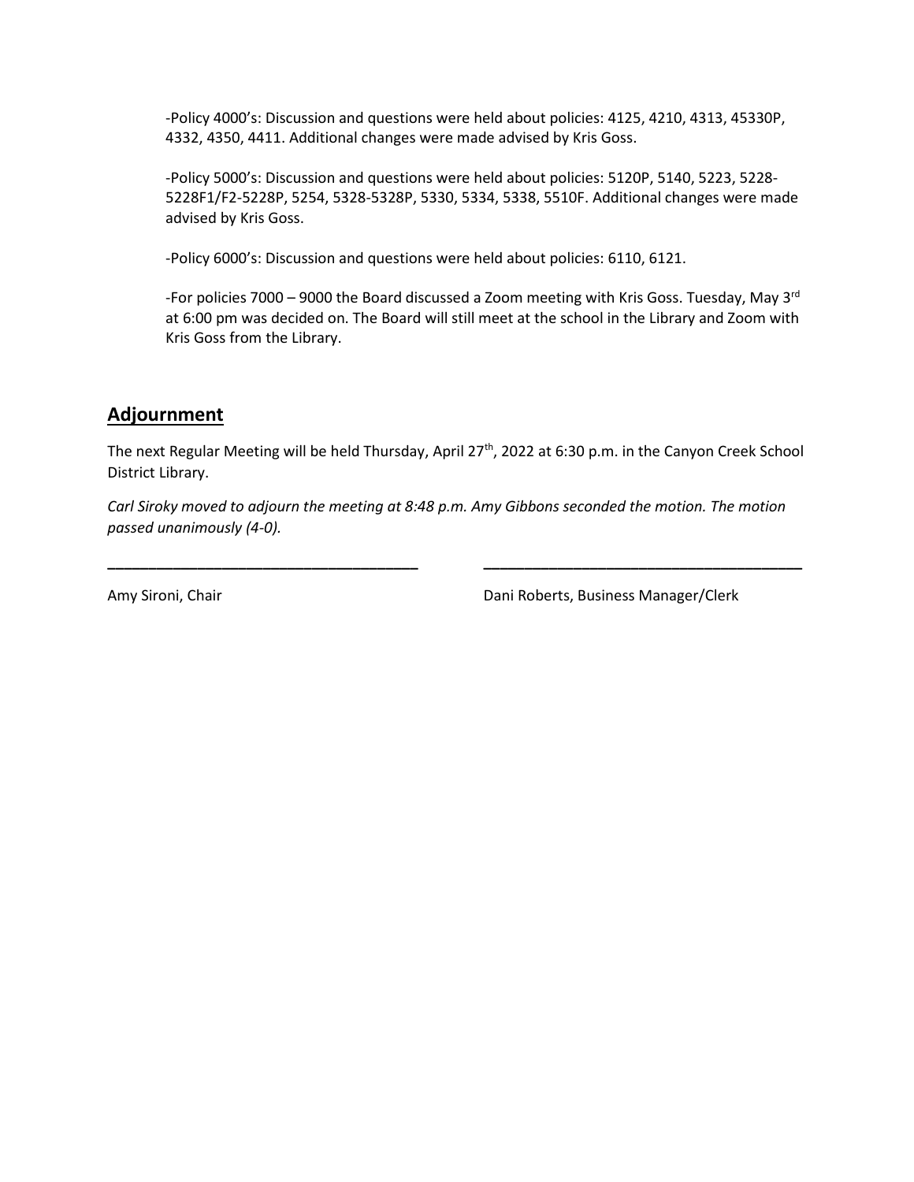-Policy 4000's: Discussion and questions were held about policies: 4125, 4210, 4313, 45330P, 4332, 4350, 4411. Additional changes were made advised by Kris Goss.

-Policy 5000's: Discussion and questions were held about policies: 5120P, 5140, 5223, 5228-5228F1/F2-5228P, 5254, 5328-5328P, 5330, 5334, 5338, 5510F. Additional changes were made advised by Kris Goss.

-Policy 6000's: Discussion and questions were held about policies: 6110, 6121.

-For policies 7000 – 9000 the Board discussed a Zoom meeting with Kris Goss. Tuesday, May 3rd at 6:00 pm was decided on. The Board will still meet at the school in the Library and Zoom with Kris Goss from the Library.

## Adjournment

The next Regular Meeting will be held Thursday, April 27th, 2022 at 6:30 p.m. in the Canyon Creek School District Library.

*Carl Siroky moved to adjourn the meeting at 8:48 p.m. Amy Gibbons seconded the motion. The motion passed unanimously (4-0).*

______________________________________

Amy Sironi, Chair

______________________________________

Dani Roberts, Business Manager/Clerk